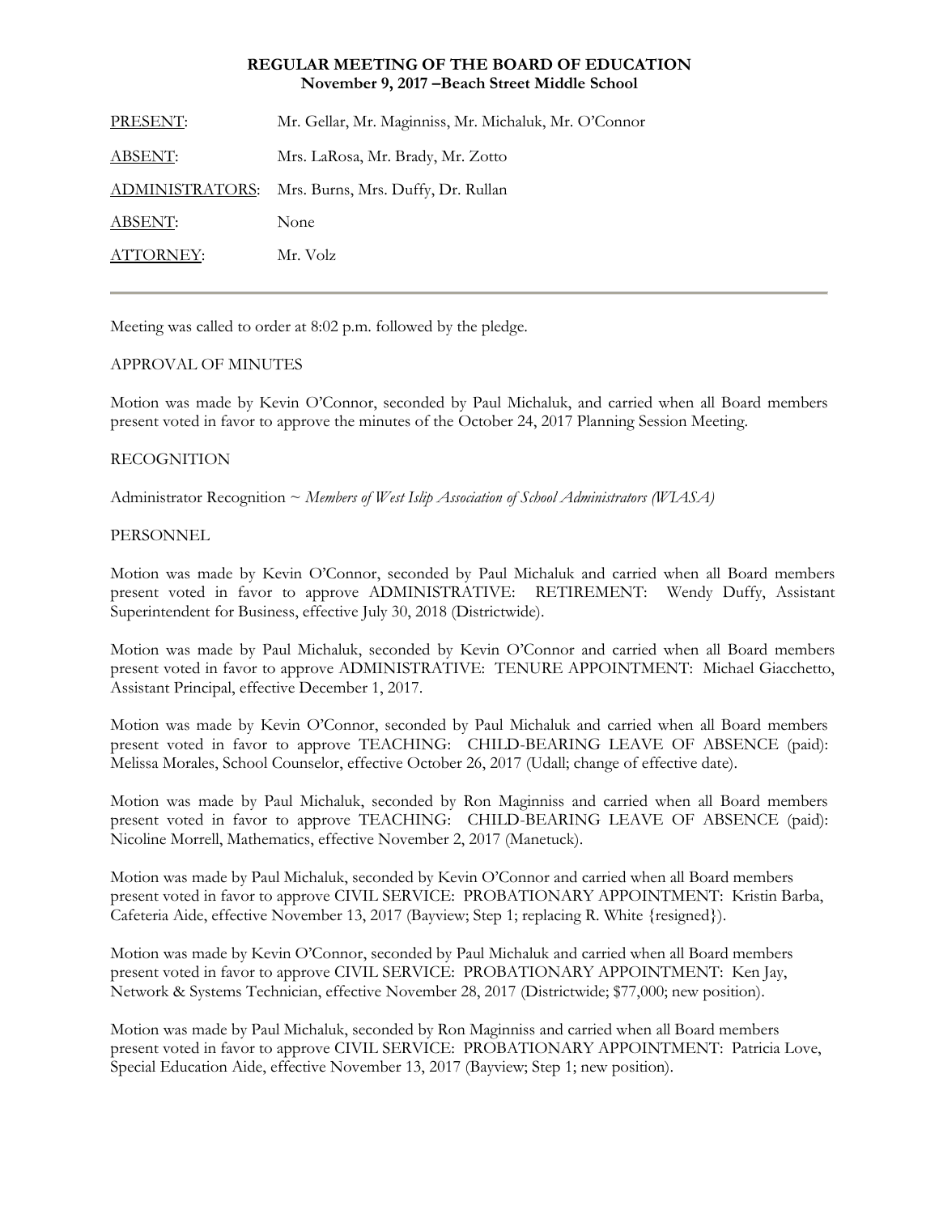**REGULAR MEETING OF THE BOARD OF EDUCATION**
**November 9, 2017 –Beach Street Middle School**

| | |
|---|---|
| PRESENT: | Mr. Gellar, Mr. Maginniss, Mr. Michaluk, Mr. O'Connor |
| ABSENT: | Mrs. LaRosa, Mr. Brady, Mr. Zotto |
| ADMINISTRATORS: | Mrs. Burns, Mrs. Duffy, Dr. Rullan |
| ABSENT: | None |
| ATTORNEY: | Mr. Volz |

---

Meeting was called to order at 8:02 p.m. followed by the pledge.

APPROVAL OF MINUTES

Motion was made by Kevin O'Connor, seconded by Paul Michaluk, and carried when all Board members present voted in favor to approve the minutes of the October 24, 2017 Planning Session Meeting.

RECOGNITION

Administrator Recognition ~ *Members of West Islip Association of School Administrators (WIASA)*

PERSONNEL

Motion was made by Kevin O'Connor, seconded by Paul Michaluk and carried when all Board members present voted in favor to approve ADMINISTRATIVE: RETIREMENT: Wendy Duffy, Assistant Superintendent for Business, effective July 30, 2018 (Districtwide).

Motion was made by Paul Michaluk, seconded by Kevin O'Connor and carried when all Board members present voted in favor to approve ADMINISTRATIVE: TENURE APPOINTMENT: Michael Giacchetto, Assistant Principal, effective December 1, 2017.

Motion was made by Kevin O'Connor, seconded by Paul Michaluk and carried when all Board members present voted in favor to approve TEACHING: CHILD-BEARING LEAVE OF ABSENCE (paid): Melissa Morales, School Counselor, effective October 26, 2017 (Udall; change of effective date).

Motion was made by Paul Michaluk, seconded by Ron Maginniss and carried when all Board members present voted in favor to approve TEACHING: CHILD-BEARING LEAVE OF ABSENCE (paid): Nicoline Morrell, Mathematics, effective November 2, 2017 (Manetuck).

Motion was made by Paul Michaluk, seconded by Kevin O'Connor and carried when all Board members present voted in favor to approve CIVIL SERVICE: PROBATIONARY APPOINTMENT: Kristin Barba, Cafeteria Aide, effective November 13, 2017 (Bayview; Step 1; replacing R. White {resigned}).

Motion was made by Kevin O'Connor, seconded by Paul Michaluk and carried when all Board members present voted in favor to approve CIVIL SERVICE: PROBATIONARY APPOINTMENT: Ken Jay, Network & Systems Technician, effective November 28, 2017 (Districtwide; $77,000; new position).

Motion was made by Paul Michaluk, seconded by Ron Maginniss and carried when all Board members present voted in favor to approve CIVIL SERVICE: PROBATIONARY APPOINTMENT: Patricia Love, Special Education Aide, effective November 13, 2017 (Bayview; Step 1; new position).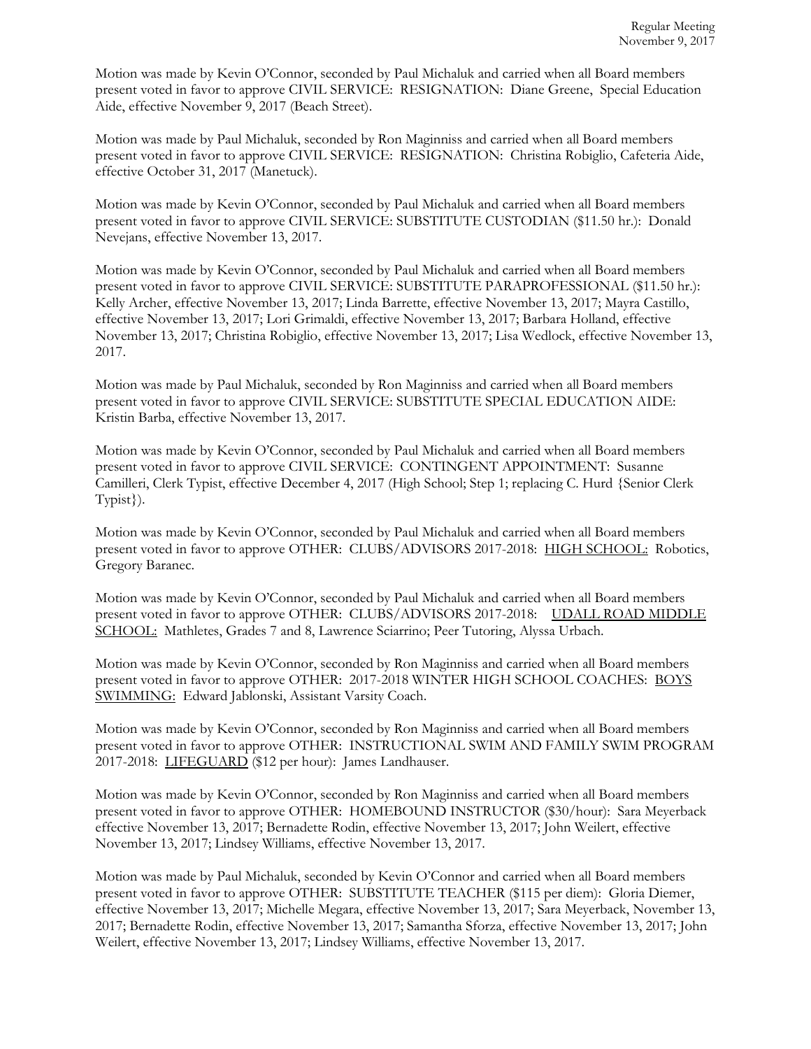Motion was made by Kevin O'Connor, seconded by Paul Michaluk and carried when all Board members present voted in favor to approve CIVIL SERVICE: RESIGNATION: Diane Greene, Special Education Aide, effective November 9, 2017 (Beach Street).

Motion was made by Paul Michaluk, seconded by Ron Maginniss and carried when all Board members present voted in favor to approve CIVIL SERVICE: RESIGNATION: Christina Robiglio, Cafeteria Aide, effective October 31, 2017 (Manetuck).

Motion was made by Kevin O'Connor, seconded by Paul Michaluk and carried when all Board members present voted in favor to approve CIVIL SERVICE: SUBSTITUTE CUSTODIAN ($11.50 hr.): Donald Nevejans, effective November 13, 2017.

Motion was made by Kevin O'Connor, seconded by Paul Michaluk and carried when all Board members present voted in favor to approve CIVIL SERVICE: SUBSTITUTE PARAPROFESSIONAL ($11.50 hr.): Kelly Archer, effective November 13, 2017; Linda Barrette, effective November 13, 2017; Mayra Castillo, effective November 13, 2017; Lori Grimaldi, effective November 13, 2017; Barbara Holland, effective November 13, 2017; Christina Robiglio, effective November 13, 2017; Lisa Wedlock, effective November 13, 2017.

Motion was made by Paul Michaluk, seconded by Ron Maginniss and carried when all Board members present voted in favor to approve CIVIL SERVICE: SUBSTITUTE SPECIAL EDUCATION AIDE: Kristin Barba, effective November 13, 2017.

Motion was made by Kevin O'Connor, seconded by Paul Michaluk and carried when all Board members present voted in favor to approve CIVIL SERVICE: CONTINGENT APPOINTMENT: Susanne Camilleri, Clerk Typist, effective December 4, 2017 (High School; Step 1; replacing C. Hurd {Senior Clerk Typist}).

Motion was made by Kevin O'Connor, seconded by Paul Michaluk and carried when all Board members present voted in favor to approve OTHER: CLUBS/ADVISORS 2017-2018: HIGH SCHOOL: Robotics, Gregory Baranec.

Motion was made by Kevin O'Connor, seconded by Paul Michaluk and carried when all Board members present voted in favor to approve OTHER: CLUBS/ADVISORS 2017-2018: UDALL ROAD MIDDLE SCHOOL: Mathletes, Grades 7 and 8, Lawrence Sciarrino; Peer Tutoring, Alyssa Urbach.

Motion was made by Kevin O'Connor, seconded by Ron Maginniss and carried when all Board members present voted in favor to approve OTHER: 2017-2018 WINTER HIGH SCHOOL COACHES: BOYS SWIMMING: Edward Jablonski, Assistant Varsity Coach.

Motion was made by Kevin O'Connor, seconded by Ron Maginniss and carried when all Board members present voted in favor to approve OTHER: INSTRUCTIONAL SWIM AND FAMILY SWIM PROGRAM 2017-2018: LIFEGUARD ($12 per hour): James Landhauser.

Motion was made by Kevin O'Connor, seconded by Ron Maginniss and carried when all Board members present voted in favor to approve OTHER: HOMEBOUND INSTRUCTOR ($30/hour): Sara Meyerback effective November 13, 2017; Bernadette Rodin, effective November 13, 2017; John Weilert, effective November 13, 2017; Lindsey Williams, effective November 13, 2017.

Motion was made by Paul Michaluk, seconded by Kevin O'Connor and carried when all Board members present voted in favor to approve OTHER: SUBSTITUTE TEACHER ($115 per diem): Gloria Diemer, effective November 13, 2017; Michelle Megara, effective November 13, 2017; Sara Meyerback, November 13, 2017; Bernadette Rodin, effective November 13, 2017; Samantha Sforza, effective November 13, 2017; John Weilert, effective November 13, 2017; Lindsey Williams, effective November 13, 2017.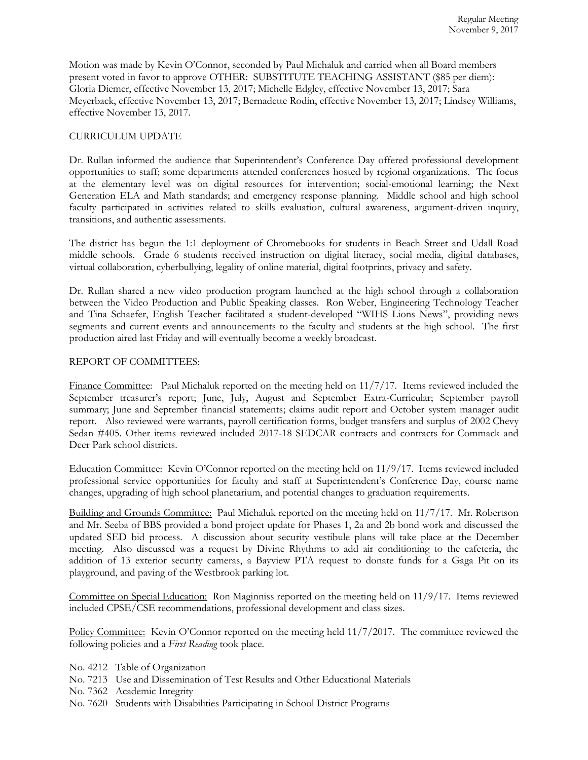Motion was made by Kevin O'Connor, seconded by Paul Michaluk and carried when all Board members present voted in favor to approve OTHER: SUBSTITUTE TEACHING ASSISTANT ($85 per diem): Gloria Diemer, effective November 13, 2017; Michelle Edgley, effective November 13, 2017; Sara Meyerback, effective November 13, 2017; Bernadette Rodin, effective November 13, 2017; Lindsey Williams, effective November 13, 2017.

CURRICULUM UPDATE

Dr. Rullan informed the audience that Superintendent's Conference Day offered professional development opportunities to staff; some departments attended conferences hosted by regional organizations. The focus at the elementary level was on digital resources for intervention; social-emotional learning; the Next Generation ELA and Math standards; and emergency response planning. Middle school and high school faculty participated in activities related to skills evaluation, cultural awareness, argument-driven inquiry, transitions, and authentic assessments.

The district has begun the 1:1 deployment of Chromebooks for students in Beach Street and Udall Road middle schools. Grade 6 students received instruction on digital literacy, social media, digital databases, virtual collaboration, cyberbullying, legality of online material, digital footprints, privacy and safety.

Dr. Rullan shared a new video production program launched at the high school through a collaboration between the Video Production and Public Speaking classes. Ron Weber, Engineering Technology Teacher and Tina Schaefer, English Teacher facilitated a student-developed "WIHS Lions News", providing news segments and current events and announcements to the faculty and students at the high school. The first production aired last Friday and will eventually become a weekly broadcast.

REPORT OF COMMITTEES:

Finance Committee: Paul Michaluk reported on the meeting held on 11/7/17. Items reviewed included the September treasurer's report; June, July, August and September Extra-Curricular; September payroll summary; June and September financial statements; claims audit report and October system manager audit report. Also reviewed were warrants, payroll certification forms, budget transfers and surplus of 2002 Chevy Sedan #405. Other items reviewed included 2017-18 SEDCAR contracts and contracts for Commack and Deer Park school districts.

Education Committee: Kevin O'Connor reported on the meeting held on 11/9/17. Items reviewed included professional service opportunities for faculty and staff at Superintendent's Conference Day, course name changes, upgrading of high school planetarium, and potential changes to graduation requirements.

Building and Grounds Committee: Paul Michaluk reported on the meeting held on 11/7/17. Mr. Robertson and Mr. Seeba of BBS provided a bond project update for Phases 1, 2a and 2b bond work and discussed the updated SED bid process. A discussion about security vestibule plans will take place at the December meeting. Also discussed was a request by Divine Rhythms to add air conditioning to the cafeteria, the addition of 13 exterior security cameras, a Bayview PTA request to donate funds for a Gaga Pit on its playground, and paving of the Westbrook parking lot.

Committee on Special Education: Ron Maginniss reported on the meeting held on 11/9/17. Items reviewed included CPSE/CSE recommendations, professional development and class sizes.

Policy Committee: Kevin O'Connor reported on the meeting held 11/7/2017. The committee reviewed the following policies and a *First Reading* took place.

No. 4212 Table of Organization
No. 7213 Use and Dissemination of Test Results and Other Educational Materials
No. 7362 Academic Integrity
No. 7620 Students with Disabilities Participating in School District Programs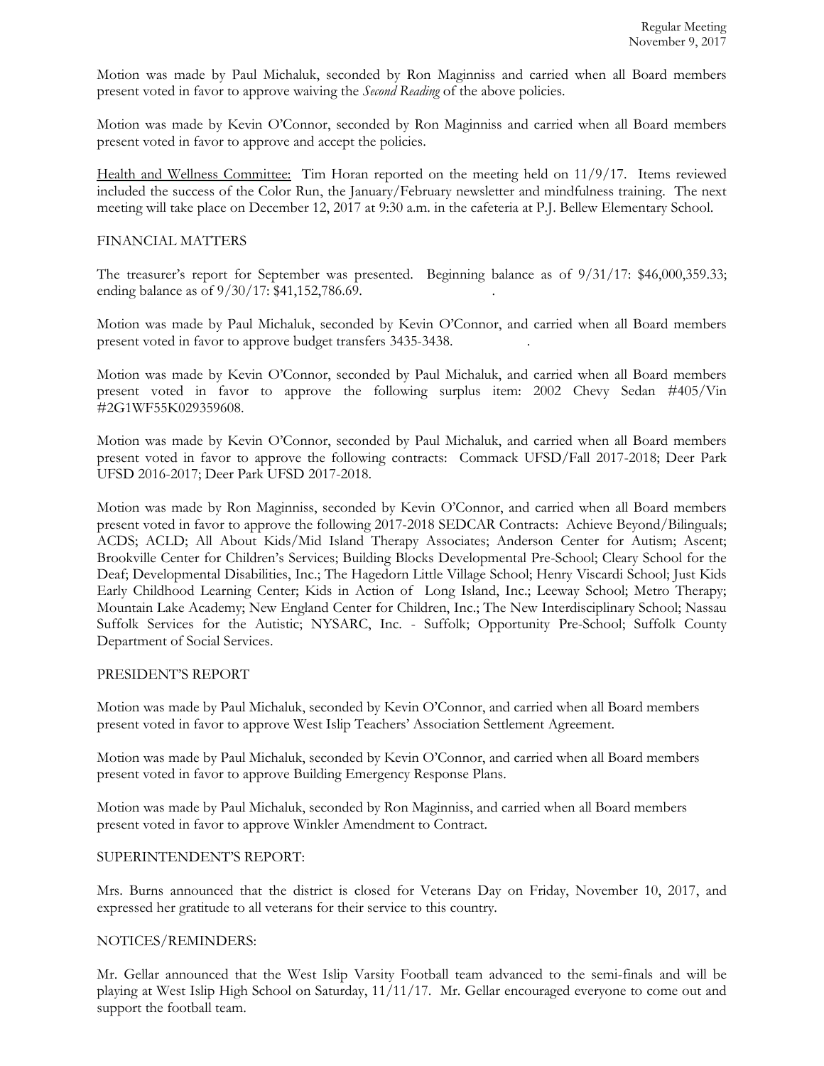Motion was made by Paul Michaluk, seconded by Ron Maginniss and carried when all Board members present voted in favor to approve waiving the *Second Reading* of the above policies.

Motion was made by Kevin O'Connor, seconded by Ron Maginniss and carried when all Board members present voted in favor to approve and accept the policies.

Health and Wellness Committee: Tim Horan reported on the meeting held on 11/9/17. Items reviewed included the success of the Color Run, the January/February newsletter and mindfulness training. The next meeting will take place on December 12, 2017 at 9:30 a.m. in the cafeteria at P.J. Bellew Elementary School.

FINANCIAL MATTERS

The treasurer's report for September was presented. Beginning balance as of 9/31/17: $46,000,359.33; ending balance as of 9/30/17: $41,152,786.69.

Motion was made by Paul Michaluk, seconded by Kevin O'Connor, and carried when all Board members present voted in favor to approve budget transfers 3435-3438.

Motion was made by Kevin O'Connor, seconded by Paul Michaluk, and carried when all Board members present voted in favor to approve the following surplus item: 2002 Chevy Sedan #405/Vin #2G1WF55K029359608.

Motion was made by Kevin O'Connor, seconded by Paul Michaluk, and carried when all Board members present voted in favor to approve the following contracts: Commack UFSD/Fall 2017-2018; Deer Park UFSD 2016-2017; Deer Park UFSD 2017-2018.

Motion was made by Ron Maginniss, seconded by Kevin O'Connor, and carried when all Board members present voted in favor to approve the following 2017-2018 SEDCAR Contracts: Achieve Beyond/Bilinguals; ACDS; ACLD; All About Kids/Mid Island Therapy Associates; Anderson Center for Autism; Ascent; Brookville Center for Children's Services; Building Blocks Developmental Pre-School; Cleary School for the Deaf; Developmental Disabilities, Inc.; The Hagedorn Little Village School; Henry Viscardi School; Just Kids Early Childhood Learning Center; Kids in Action of Long Island, Inc.; Leeway School; Metro Therapy; Mountain Lake Academy; New England Center for Children, Inc.; The New Interdisciplinary School; Nassau Suffolk Services for the Autistic; NYSARC, Inc. - Suffolk; Opportunity Pre-School; Suffolk County Department of Social Services.

PRESIDENT'S REPORT

Motion was made by Paul Michaluk, seconded by Kevin O'Connor, and carried when all Board members present voted in favor to approve West Islip Teachers' Association Settlement Agreement.

Motion was made by Paul Michaluk, seconded by Kevin O'Connor, and carried when all Board members present voted in favor to approve Building Emergency Response Plans.

Motion was made by Paul Michaluk, seconded by Ron Maginniss, and carried when all Board members present voted in favor to approve Winkler Amendment to Contract.

SUPERINTENDENT'S REPORT:

Mrs. Burns announced that the district is closed for Veterans Day on Friday, November 10, 2017, and expressed her gratitude to all veterans for their service to this country.

NOTICES/REMINDERS:

Mr. Gellar announced that the West Islip Varsity Football team advanced to the semi-finals and will be playing at West Islip High School on Saturday, 11/11/17. Mr. Gellar encouraged everyone to come out and support the football team.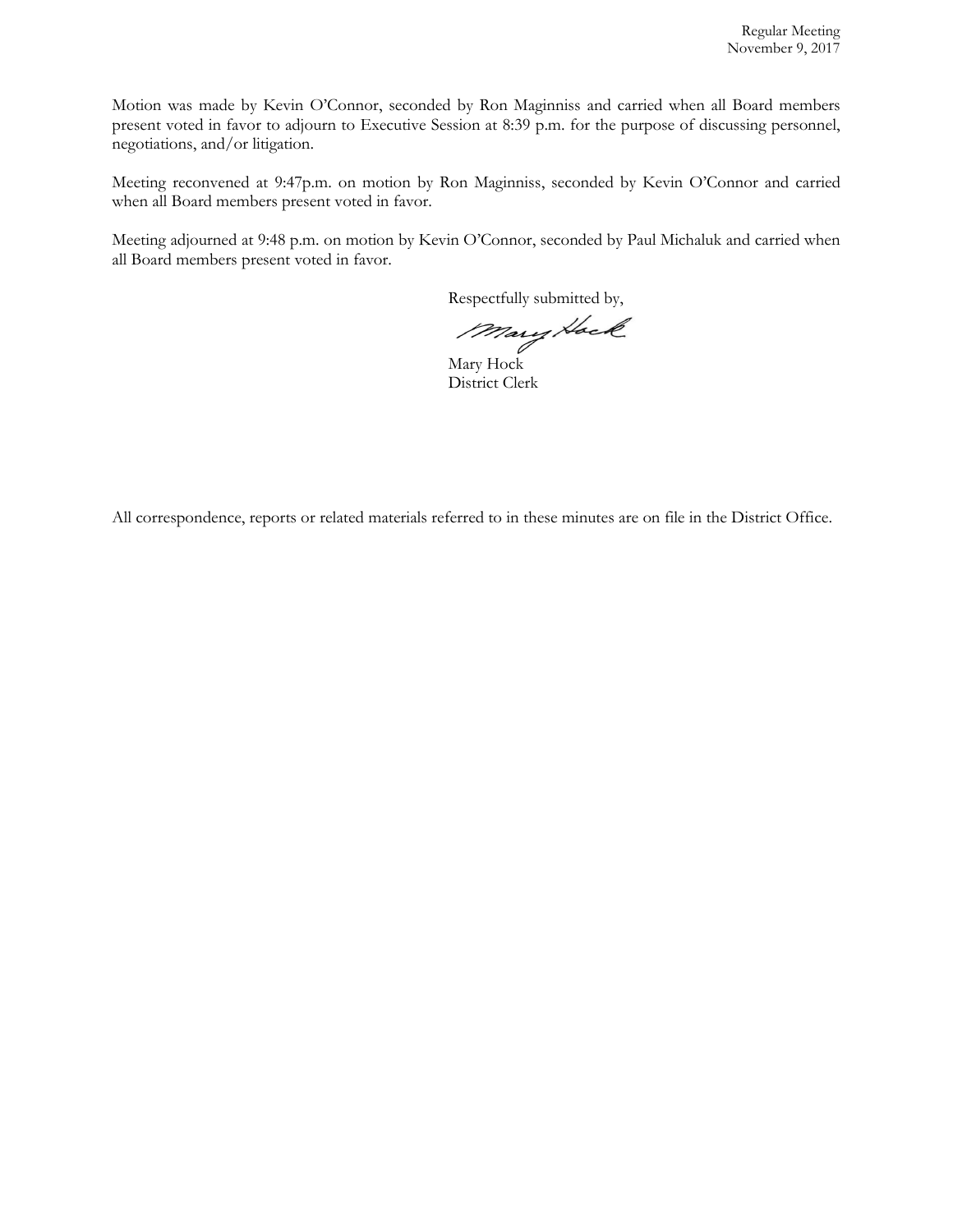Motion was made by Kevin O'Connor, seconded by Ron Maginniss and carried when all Board members present voted in favor to adjourn to Executive Session at 8:39 p.m. for the purpose of discussing personnel, negotiations, and/or litigation.

Meeting reconvened at 9:47p.m. on motion by Ron Maginniss, seconded by Kevin O'Connor and carried when all Board members present voted in favor.

Meeting adjourned at 9:48 p.m. on motion by Kevin O'Connor, seconded by Paul Michaluk and carried when all Board members present voted in favor.

Respectfully submitted by,

Mary Hock
District Clerk

All correspondence, reports or related materials referred to in these minutes are on file in the District Office.